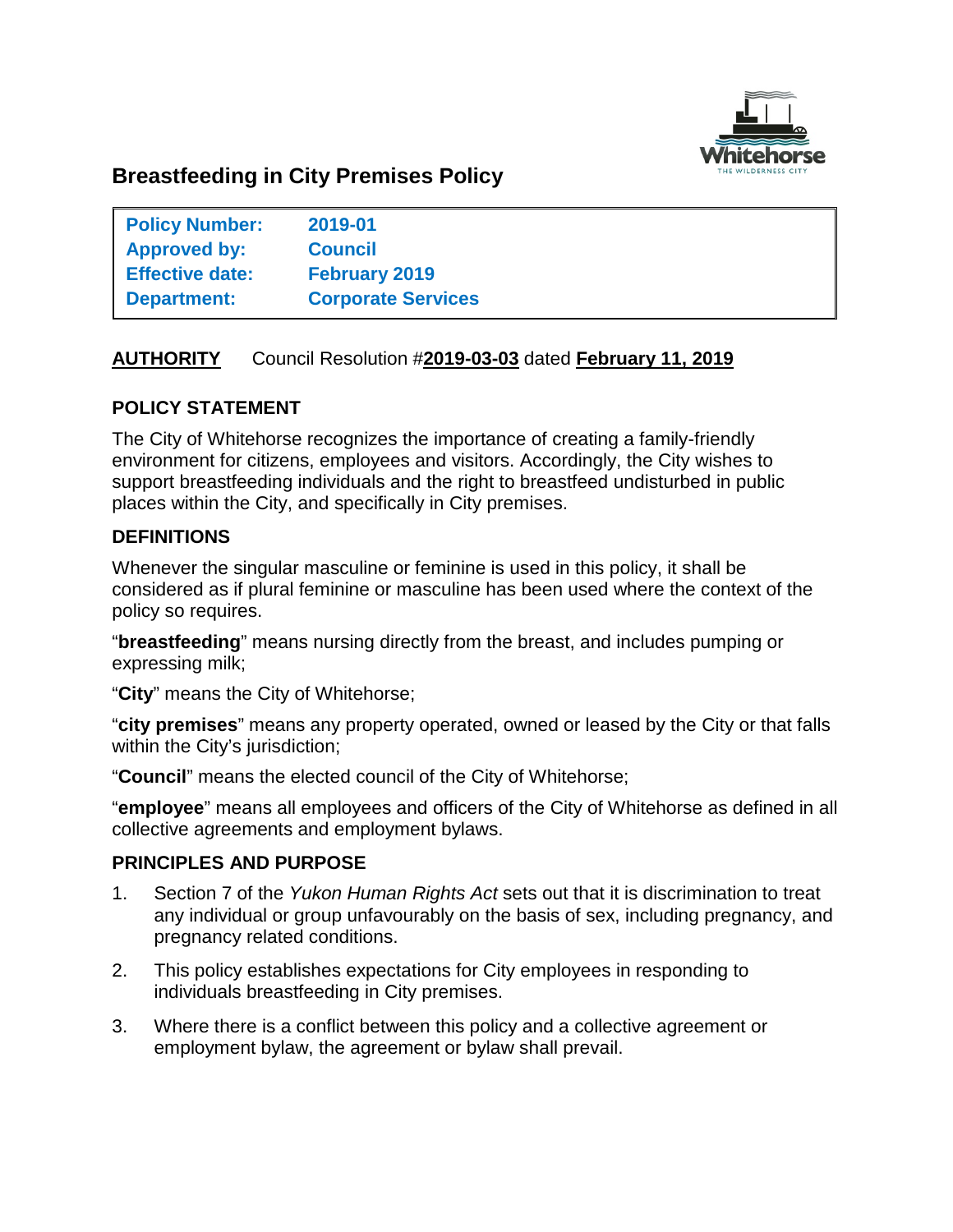# Breastfeeding in City Premises Policy

| | |
|---|---|
| **Policy Number:** | **2019-01** |
| **Approved by:** | **Council** |
| **Effective date:** | **February 2019** |
| **Department:** | **Corporate Services** |

**AUTHORITY** Council Resolution #**2019-03-03** dated **February 11, 2019**

## POLICY STATEMENT

The City of Whitehorse recognizes the importance of creating a family-friendly environment for citizens, employees and visitors. Accordingly, the City wishes to support breastfeeding individuals and the right to breastfeed undisturbed in public places within the City, and specifically in City premises.

## DEFINITIONS

Whenever the singular masculine or feminine is used in this policy, it shall be considered as if plural feminine or masculine has been used where the context of the policy so requires.

"**breastfeeding**" means nursing directly from the breast, and includes pumping or expressing milk;

"**City**" means the City of Whitehorse;

"**city premises**" means any property operated, owned or leased by the City or that falls within the City's jurisdiction;

"**Council**" means the elected council of the City of Whitehorse;

"**employee**" means all employees and officers of the City of Whitehorse as defined in all collective agreements and employment bylaws.

## PRINCIPLES AND PURPOSE

1. Section 7 of the *Yukon Human Rights Act* sets out that it is discrimination to treat any individual or group unfavourably on the basis of sex, including pregnancy, and pregnancy related conditions.
2. This policy establishes expectations for City employees in responding to individuals breastfeeding in City premises.
3. Where there is a conflict between this policy and a collective agreement or employment bylaw, the agreement or bylaw shall prevail.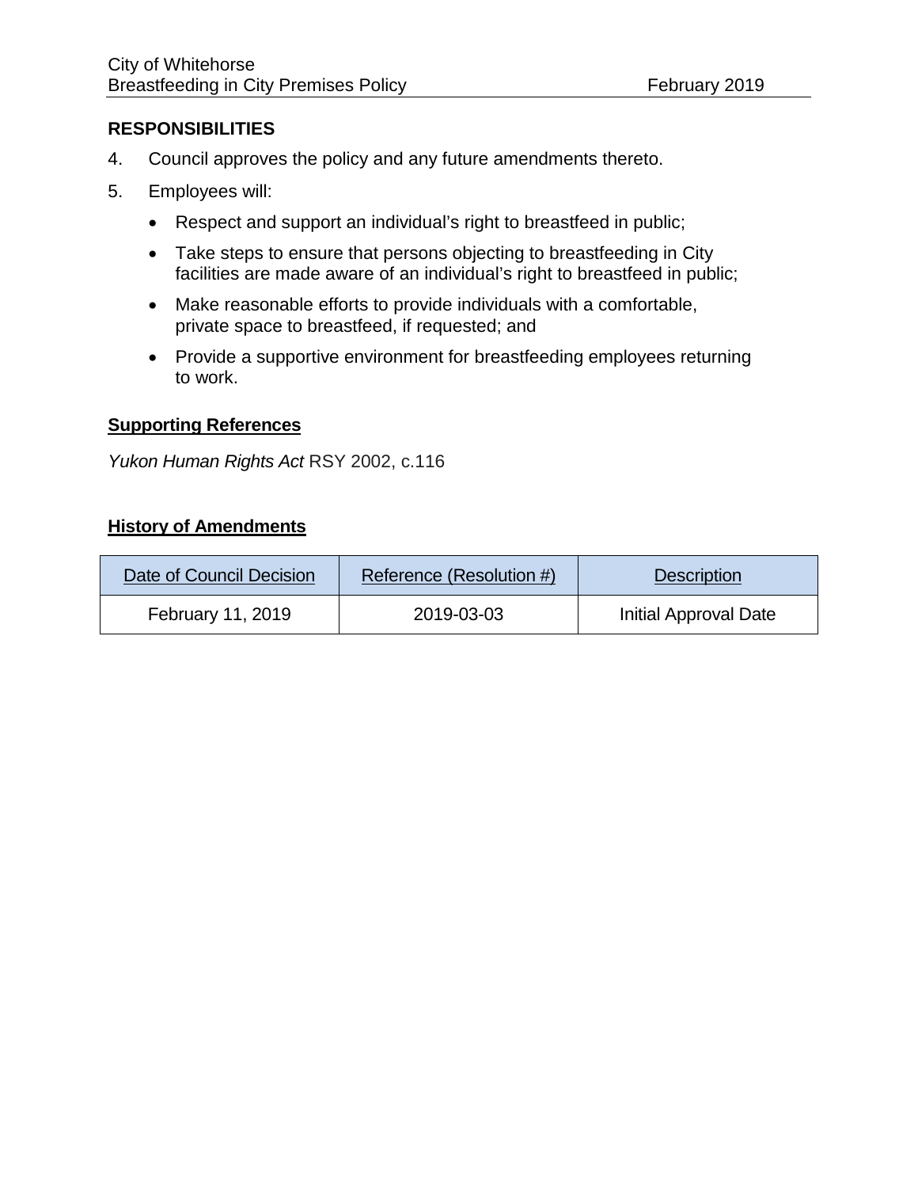## RESPONSIBILITIES

4. Council approves the policy and any future amendments thereto.

5. Employees will:

   - Respect and support an individual's right to breastfeed in public;
   - Take steps to ensure that persons objecting to breastfeeding in City facilities are made aware of an individual's right to breastfeed in public;
   - Make reasonable efforts to provide individuals with a comfortable, private space to breastfeed, if requested; and
   - Provide a supportive environment for breastfeeding employees returning to work.

### Supporting References

*Yukon Human Rights Act* RSY 2002, c.116

### History of Amendments

| Date of Council Decision | Reference (Resolution #) | Description |
|---|---|---|
| February 11, 2019 | 2019-03-03 | Initial Approval Date |